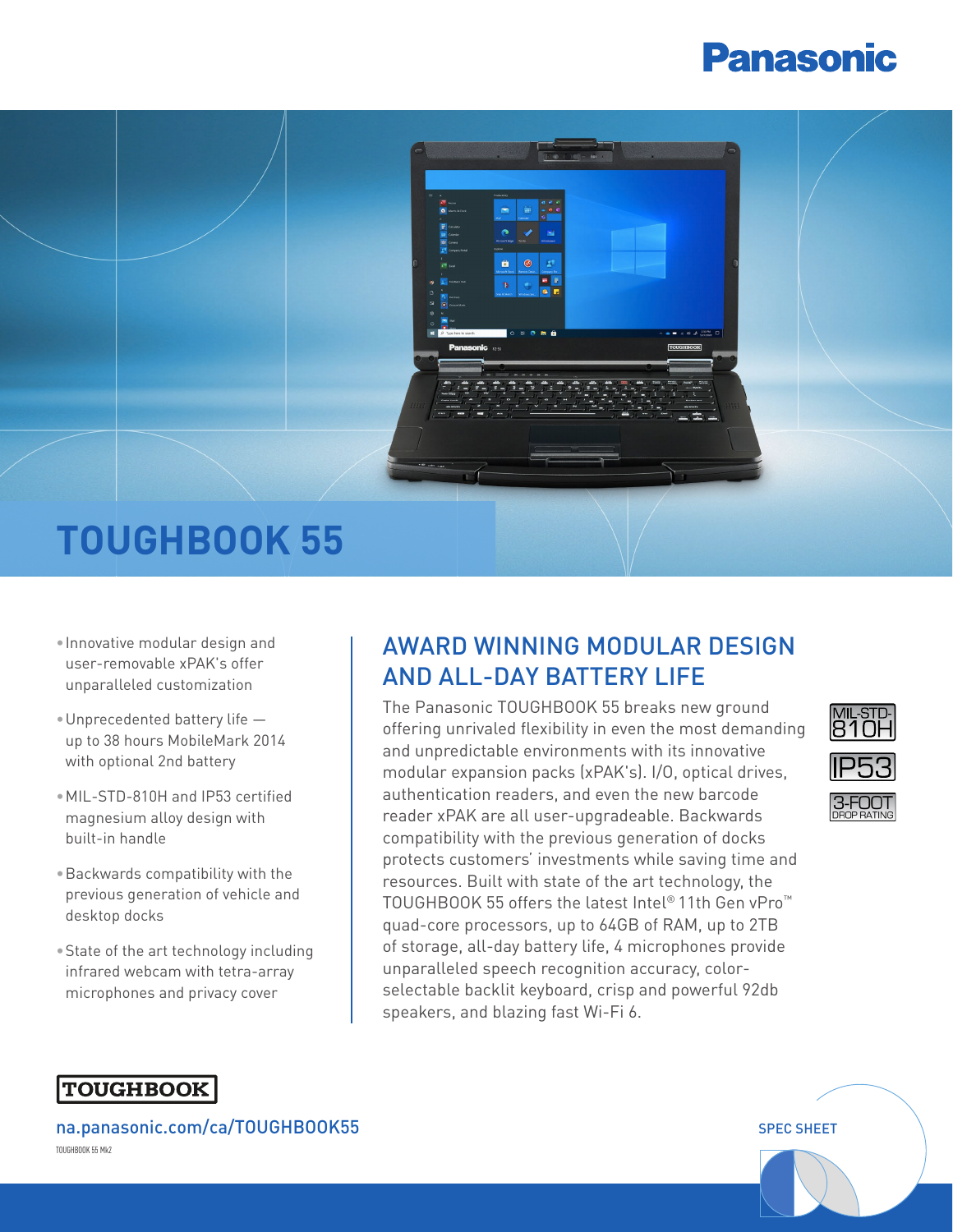Panasonic

# TOUGHBOOK 55

- Innovative modular design and user-removable xPAK's offer unparalleled customization
- Unprecedented battery life — up to 38 hours MobileMark 2014 with optional 2nd battery
- MIL-STD-810H and IP53 certified magnesium alloy design with built-in handle
- Backwards compatibility with the previous generation of vehicle and desktop docks
- State of the art technology including infrared webcam with tetra-array microphones and privacy cover

## AWARD WINNING MODULAR DESIGN AND ALL-DAY BATTERY LIFE

The Panasonic TOUGHBOOK 55 breaks new ground offering unrivaled flexibility in even the most demanding and unpredictable environments with its innovative modular expansion packs (xPAK's). I/O, optical drives, authentication readers, and even the new barcode reader xPAK are all user-upgradeable. Backwards compatibility with the previous generation of docks protects customers' investments while saving time and resources. Built with state of the art technology, the TOUGHBOOK 55 offers the latest Intel® 11th Gen vPro™ quad-core processors, up to 64GB of RAM, up to 2TB of storage, all-day battery life, 4 microphones provide unparalleled speech recognition accuracy, color-selectable backlit keyboard, crisp and powerful 92db speakers, and blazing fast Wi-Fi 6.

MIL-STD-810H

IP53

3-FOOT DROP RATING

TOUGHBOOK

na.panasonic.com/ca/TOUGHBOOK55

TOUGHBOOK 55 Mk2

SPEC SHEET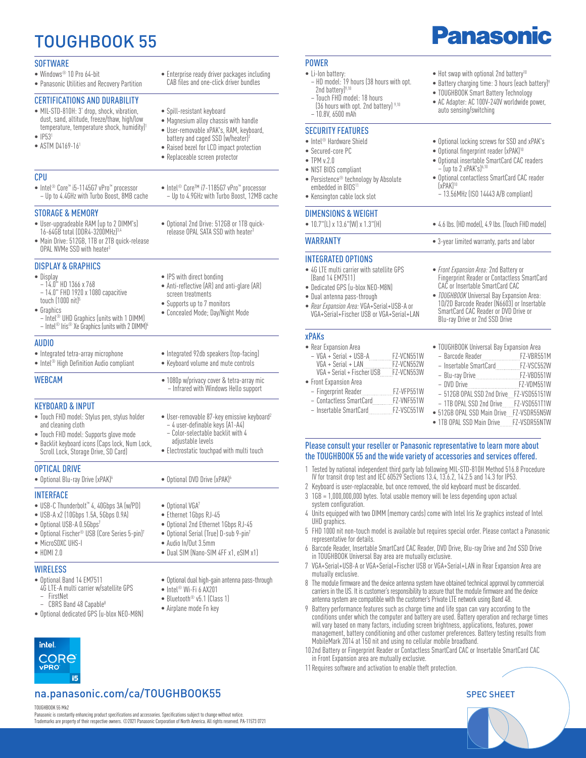# TOUGHBOOK 55

Panasonic

## SOFTWARE

- Windows® 10 Pro 64-bit
- Panasonic Utilities and Recovery Partition
- Enterprise ready driver packages including CAB files and one-click driver bundles

## CERTIFICATIONS AND DURABILITY

- MIL-STD-810H: 3' drop, shock, vibration, dust, sand, altitude, freeze/thaw, high/low temperature, temperature shock, humidity)[1]
- IP53[1]
- ASTM D4169-16[1]
- Spill-resistant keyboard
- Magnesium alloy chassis with handle
- User-removable xPAK's, RAM, keyboard, battery and caged SSD (w/heater)[2]
- Raised bezel for LCD impact protection
- Replaceable screen protector

## CPU

- Intel® Core™ i5-1145G7 vPro™ processor
  - Up to 4.4GHz with Turbo Boost, 8MB cache
- Intel® Core™ i7-1185G7 vPro™ processor
  - Up to 4.9GHz with Turbo Boost, 12MB cache

## STORAGE & MEMORY

- User-upgradeable RAM (up to 2 DIMM's) 16-64GB total (DDR4-3200MHz)[3,4]
- Main Drive: 512GB, 1TB or 2TB quick-release OPAL NVMe SSD with heater[3]
- Optional 2nd Drive: 512GB or 1TB quick-release OPAL SATA SSD with heater[3]

## DISPLAY & GRAPHICS

- Display
  - 14.0" HD 1366 x 768
  - 14.0" FHD 1920 x 1080 capacitive touch (1000 nit)[5]
- Graphics
  - Intel® UHD Graphics (units with 1 DIMM)
  - Intel® Iris® Xe Graphics (units with 2 DIMM)[4]
- IPS with direct bonding
- Anti-reflective (AR) and anti-glare (AR) screen treatments
- Supports up to 7 monitors
- Concealed Mode; Day/Night Mode

## AUDIO

- Integrated tetra-array microphone
- Intel® High Definition Audio compliant
- Integrated 92db speakers (top-facing)
- Keyboard volume and mute controls

## WEBCAM

- 1080p w/privacy cover & tetra-array mic
  - Infrared with Windows Hello support

## KEYBOARD & INPUT

- Touch FHD model: Stylus pen, stylus holder and cleaning cloth
- Touch FHD model: Supports glove mode
- Backlit keyboard icons (Caps lock, Num Lock, Scroll Lock, Storage Drive, SD Card)
- User-removable 87-key emissive keyboard[2]
  - 4 user-definable keys (A1-A4)
  - Color-selectable backlit with 4 adjustable levels
- Electrostatic touchpad with multi touch

## OPTICAL DRIVE

- Optional Blu-ray Drive (xPAK)[6]
- Optional DVD Drive (xPAK)[6]

## INTERFACE

- USB-C Thunderbolt™ 4, 40Gbps 3A (w/PD)
- USB-A x2 (10Gbps 1.5A, 5Gbps 0.9A)
- Optional USB-A 0.5Gbps[7]
- Optional Fischer® USB (Core Series 5-pin)[7]
- MicroSDXC UHS-I
- HDMI 2.0
- Optional VGA[7]
- Ethernet 1Gbps RJ-45
- Optional 2nd Ethernet 1Gbps RJ-45
- Optional Serial (True) D-sub 9-pin[7]
- Audio In/Out 3.5mm
- Dual SIM (Nano-SIM 4FF x1, eSIM x1)

## WIRELESS

- Optional Band 14 EM7511 4G LTE-A multi carrier w/satellite GPS
  - FirstNet
  - CBRS Band 48 Capable[8]
- Optional dedicated GPS (u-blox NEO-M8N)
- Optional dual high-gain antenna pass-through
- Intel® Wi-Fi 6 AX201
- Bluetooth® v5.1 (Class 1)
- Airplane mode Fn key

## POWER

- Li-Ion battery:
  - HD model: 19 hours (38 hours with opt. 2nd battery)[9,10]
  - Touch FHD model: 18 hours (36 hours with opt. 2nd battery)[9,10]
  - 10.8V, 6500 mAh
- Hot swap with optional 2nd battery[10]
- Battery charging time: 3 hours (each battery)[9]
- TOUGHBOOK Smart Battery Technology
- AC Adapter: AC 100V-240V worldwide power, auto sensing/switching

## SECURITY FEATURES

- Intel® Hardware Shield
- Secured-core PC
- TPM v.2.0
- NIST BIOS compliant
- Persistence® technology by Absolute embedded in BIOS[11]
- Kensington cable lock slot
- Optional locking screws for SSD and xPAK's
- Optional fingerprint reader (xPAK)[10]
- Optional insertable SmartCard CAC readers
  - (up to 2 xPAK's)[6,10]
- Optional contactless SmartCard CAC reader (xPAK)[10]
  - 13.56MHz (ISO 14443 A/B compliant)

## DIMENSIONS & WEIGHT

- 10.7"(L) x 13.6"(W) x 1.3"(H)
- 4.6 lbs. (HD model), 4.9 lbs. (Touch FHD model)

## WARRANTY

- 3-year limited warranty, parts and labor

## INTEGRATED OPTIONS

- 4G LTE multi carrier with satellite GPS (Band 14 EM7511)
- Dedicated GPS (u-blox NEO-M8N)
- Dual antenna pass-through
- *Rear Expansion Area:* VGA+Serial+USB-A or VGA+Serial+Fischer USB or VGA+Serial+LAN
- *Front Expansion Area:* 2nd Battery or Fingerprint Reader or Contactless SmartCard CAC or Insertable SmartCard CAC
- *TOUGHBOOK* Universal Bay Expansion Area: 1D/2D Barcode Reader (N6603) or Insertable SmartCard CAC Reader or DVD Drive or Blu-ray Drive or 2nd SSD Drive

## xPAKs

- Rear Expansion Area
  - VGA + Serial + USB-A ....... FZ-VCN551W
  - VGA + Serial + LAN ....... FZ-VCN552W
  - VGA + Serial + Fischer USB ....... FZ-VCN553W
- Front Expansion Area
  - Fingerprint Reader ....... FZ-VFP551W
  - Contactless SmartCard ....... FZ-VNF551W
  - Insertable SmartCard ....... FZ-VSC551W
- TOUGHBOOK Universal Bay Expansion Area
  - Barcode Reader ....... FZ-VBR551M
  - Insertable SmartCard ....... FZ-VSC552W
  - Blu-ray Drive ....... FZ-VBD551W
  - DVD Drive ....... FZ-VDM551W
  - 512GB OPAL SSD 2nd Drive ....... FZ-VSD55151W
  - 1TB OPAL SSD 2nd Drive ....... FZ-VSD551T1W
- 512GB OPAL SSD Main Drive ....... FZ-VSDR55N5W
- 1TB OPAL SSD Main Drive ....... FZ-VSDR55NTW

**Please consult your reseller or Panasonic representative to learn more about the TOUGHBOOK 55 and the wide variety of accessories and services offered.**

1. Tested by national independent third party lab following MIL-STD-810H Method 516.8 Procedure IV for transit drop test and IEC 60529 Sections 13.4, 13.6.2, 14.2.5 and 14.3 for IP53.
2. Keyboard is user-replaceable, but once removed, the old keyboard must be discarded.
3. 1GB = 1,000,000,000 bytes. Total usable memory will be less depending upon actual system configuration.
4. Units equipped with two DIMM (memory cards) come with Intel Iris Xe graphics instead of Intel UHD graphics.
5. FHD 1000 nit non-touch model is available but requires special order. Please contact a Panasonic representative for details.
6. Barcode Reader, Insertable SmartCard CAC Reader, DVD Drive, Blu-ray Drive and 2nd SSD Drive in TOUGHBOOK Universal Bay area are mutually exclusive.
7. VGA+Serial+USB-A or VGA+Serial+Fischer USB or VGA+Serial+LAN in Rear Expansion Area are mutually exclusive.
8. The module firmware and the device antenna system have obtained technical approval by commercial carriers in the US. It is customer's responsibility to assure that the module firmware and the device antenna system are compatible with the customer's Private LTE network using Band 48.
9. Battery performance features such as charge time and life span can vary according to the conditions under which the computer and battery are used. Battery operation and recharge times will vary based on many factors, including screen brightness, applications, features, power management, battery conditioning and other customer preferences. Battery testing results from MobileMark 2014 at 150 nit and using no cellular mobile broadband.
10. 2nd Battery or Fingerprint Reader or Contactless SmartCard CAC or Insertable SmartCard CAC in Front Expansion area are mutually exclusive.
11. Requires software and activation to enable theft protection.

intel. CORE vPRO i5

na.panasonic.com/ca/TOUGHBOOK55

SPEC SHEET

TOUGHBOOK 55 Mk2

Panasonic is constantly enhancing product specifications and accessories. Specifications subject to change without notice.
Trademarks are property of their respective owners. ©2021 Panasonic Corporation of North America. All rights reserved. PA-11573 0721